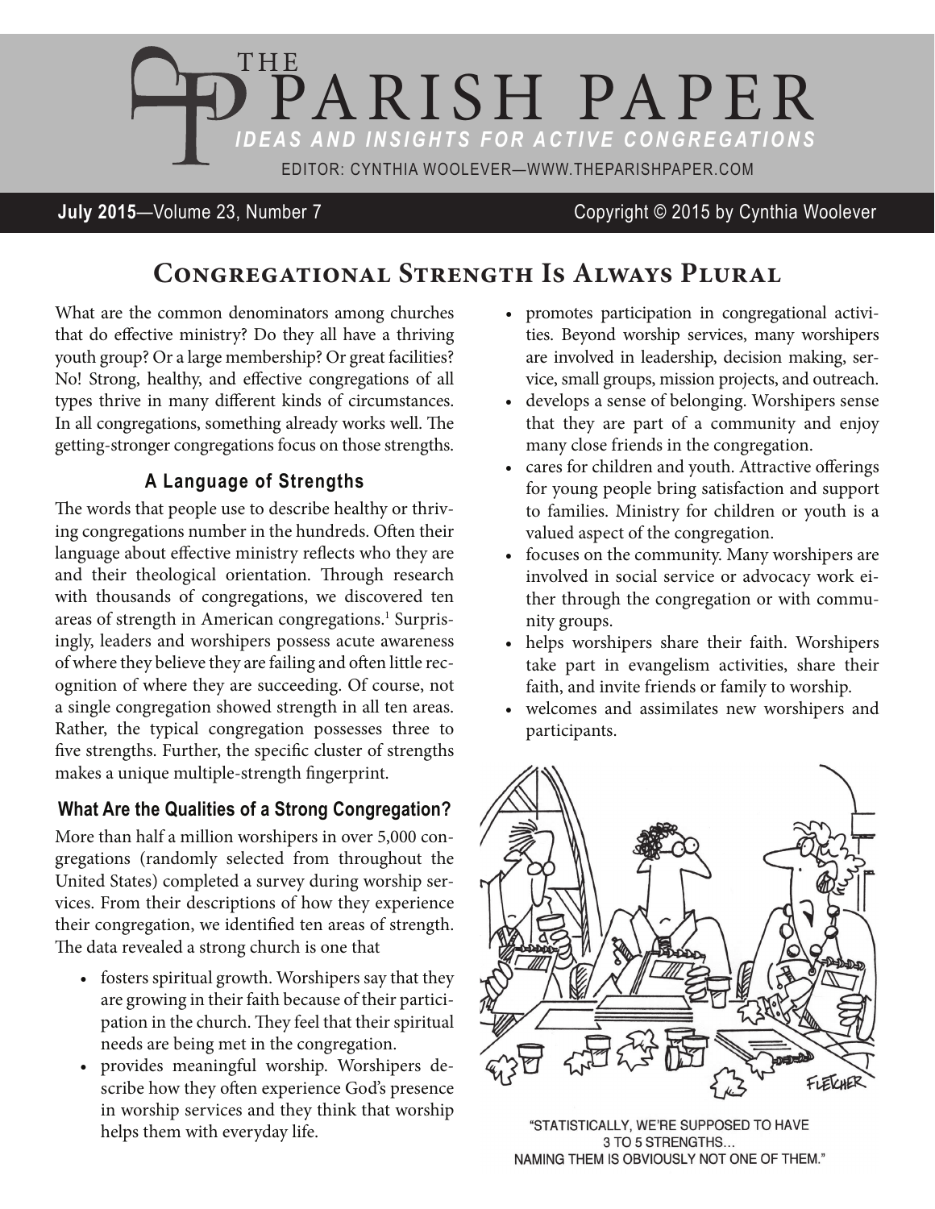# THE PARISH PAPER

*IDEAS AND INSIGHTS FOR ACTIVE CONGREGATIONS*

EDITOR: CYNTHIA WOOLEVER—WWW.THEPARISHPAPER.COM

**July 2015**—Volume 23, Number 7 Copyright © 2015 by Cynthia Woolever

## Congregational Strength Is Always Plural

What are the common denominators among churches that do effective ministry? Do they all have a thriving youth group? Or a large membership? Or great facilities? No! Strong, healthy, and effective congregations of all types thrive in many different kinds of circumstances. In all congregations, something already works well. The getting-stronger congregations focus on those strengths.

### A Language of Strengths

The words that people use to describe healthy or thriving congregations number in the hundreds. Often their language about effective ministry reflects who they are and their theological orientation. Through research with thousands of congregations, we discovered ten areas of strength in American congregations.[1] Surprisingly, leaders and worshipers possess acute awareness of where they believe they are failing and often little recognition of where they are succeeding. Of course, not a single congregation showed strength in all ten areas. Rather, the typical congregation possesses three to five strengths. Further, the specific cluster of strengths makes a unique multiple-strength fingerprint.

### What Are the Qualities of a Strong Congregation?

More than half a million worshipers in over 5,000 congregations (randomly selected from throughout the United States) completed a survey during worship services. From their descriptions of how they experience their congregation, we identified ten areas of strength. The data revealed a strong church is one that

- fosters spiritual growth. Worshipers say that they are growing in their faith because of their participation in the church. They feel that their spiritual needs are being met in the congregation.
- provides meaningful worship. Worshipers describe how they often experience God's presence in worship services and they think that worship helps them with everyday life.
- promotes participation in congregational activities. Beyond worship services, many worshipers are involved in leadership, decision making, service, small groups, mission projects, and outreach.
- develops a sense of belonging. Worshipers sense that they are part of a community and enjoy many close friends in the congregation.
- cares for children and youth. Attractive offerings for young people bring satisfaction and support to families. Ministry for children or youth is a valued aspect of the congregation.
- focuses on the community. Many worshipers are involved in social service or advocacy work either through the congregation or with community groups.
- helps worshipers share their faith. Worshipers take part in evangelism activities, share their faith, and invite friends or family to worship.
- welcomes and assimilates new worshipers and participants.

"STATISTICALLY, WE'RE SUPPOSED TO HAVE 3 TO 5 STRENGTHS... NAMING THEM IS OBVIOUSLY NOT ONE OF THEM."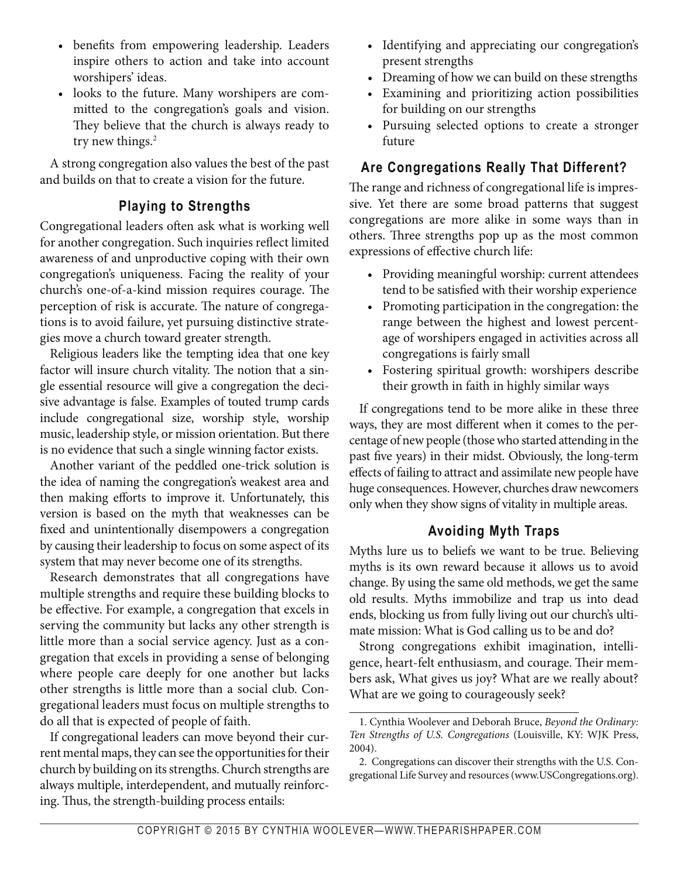- benefits from empowering leadership. Leaders inspire others to action and take into account worshipers' ideas.
- looks to the future. Many worshipers are committed to the congregation's goals and vision. They believe that the church is always ready to try new things.[2]

A strong congregation also values the best of the past and builds on that to create a vision for the future.

## Playing to Strengths

Congregational leaders often ask what is working well for another congregation. Such inquiries reflect limited awareness of and unproductive coping with their own congregation's uniqueness. Facing the reality of your church's one-of-a-kind mission requires courage. The perception of risk is accurate. The nature of congregations is to avoid failure, yet pursuing distinctive strategies move a church toward greater strength.

Religious leaders like the tempting idea that one key factor will insure church vitality. The notion that a single essential resource will give a congregation the decisive advantage is false. Examples of touted trump cards include congregational size, worship style, worship music, leadership style, or mission orientation. But there is no evidence that such a single winning factor exists.

Another variant of the peddled one-trick solution is the idea of naming the congregation's weakest area and then making efforts to improve it. Unfortunately, this version is based on the myth that weaknesses can be fixed and unintentionally disempowers a congregation by causing their leadership to focus on some aspect of its system that may never become one of its strengths.

Research demonstrates that all congregations have multiple strengths and require these building blocks to be effective. For example, a congregation that excels in serving the community but lacks any other strength is little more than a social service agency. Just as a congregation that excels in providing a sense of belonging where people care deeply for one another but lacks other strengths is little more than a social club. Congregational leaders must focus on multiple strengths to do all that is expected of people of faith.

If congregational leaders can move beyond their current mental maps, they can see the opportunities for their church by building on its strengths. Church strengths are always multiple, interdependent, and mutually reinforcing. Thus, the strength-building process entails:

- Identifying and appreciating our congregation's present strengths
- Dreaming of how we can build on these strengths
- Examining and prioritizing action possibilities for building on our strengths
- Pursuing selected options to create a stronger future

## Are Congregations Really That Different?

The range and richness of congregational life is impressive. Yet there are some broad patterns that suggest congregations are more alike in some ways than in others. Three strengths pop up as the most common expressions of effective church life:

- Providing meaningful worship: current attendees tend to be satisfied with their worship experience
- Promoting participation in the congregation: the range between the highest and lowest percentage of worshipers engaged in activities across all congregations is fairly small
- Fostering spiritual growth: worshipers describe their growth in faith in highly similar ways

If congregations tend to be more alike in these three ways, they are most different when it comes to the percentage of new people (those who started attending in the past five years) in their midst. Obviously, the long-term effects of failing to attract and assimilate new people have huge consequences. However, churches draw newcomers only when they show signs of vitality in multiple areas.

## Avoiding Myth Traps

Myths lure us to beliefs we want to be true. Believing myths is its own reward because it allows us to avoid change. By using the same old methods, we get the same old results. Myths immobilize and trap us into dead ends, blocking us from fully living out our church's ultimate mission: What is God calling us to be and do?

Strong congregations exhibit imagination, intelligence, heart-felt enthusiasm, and courage. Their members ask, What gives us joy? What are we really about? What are we going to courageously seek?

---

1. Cynthia Woolever and Deborah Bruce, *Beyond the Ordinary: Ten Strengths of U.S. Congregations* (Louisville, KY: WJK Press, 2004).

2. Congregations can discover their strengths with the U.S. Congregational Life Survey and resources (www.USCongregations.org).

COPYRIGHT © 2015 BY CYNTHIA WOOLEVER—WWW.THEPARISHPAPER.COM